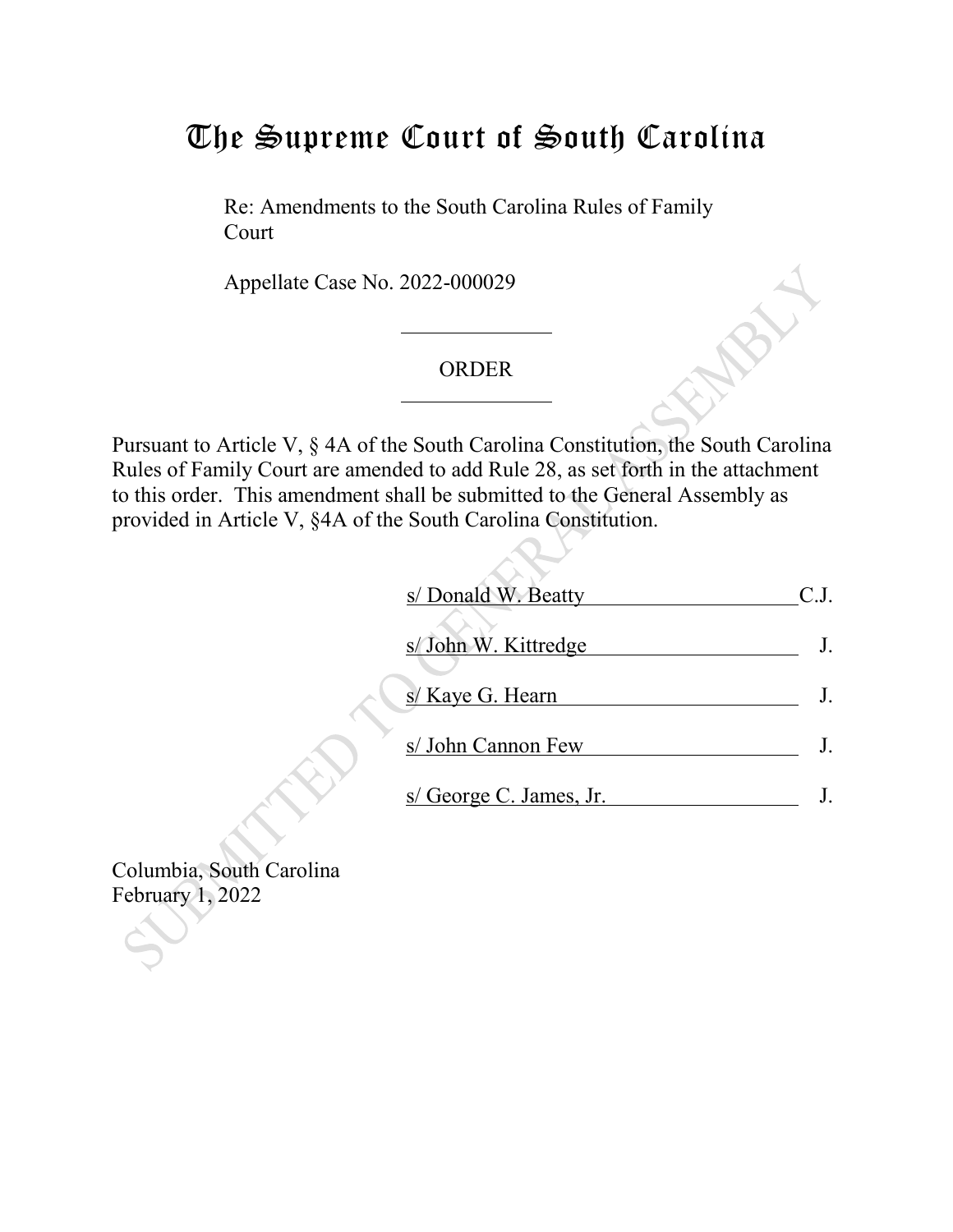# The Supreme Court of South Carolina

Re: Amendments to the South Carolina Rules of Family Court

Appellate Case No. 2022-000029

## ORDER

Pursuant to Article V, § 4A of the South Carolina Constitution, the South Carolina Rules of Family Court are amended to add Rule 28, as set forth in the attachment to this order. This amendment shall be submitted to the General Assembly as provided in Article V, §4A of the South Carolina Constitution.

s/ Donald W. Beatty C.J.

s/ John W. Kittredge J.

s/ Kaye G. Hearn J.

s/ John Cannon Few J.

s/ George C. James, Jr. J.

Columbia, South Carolina
February 1, 2022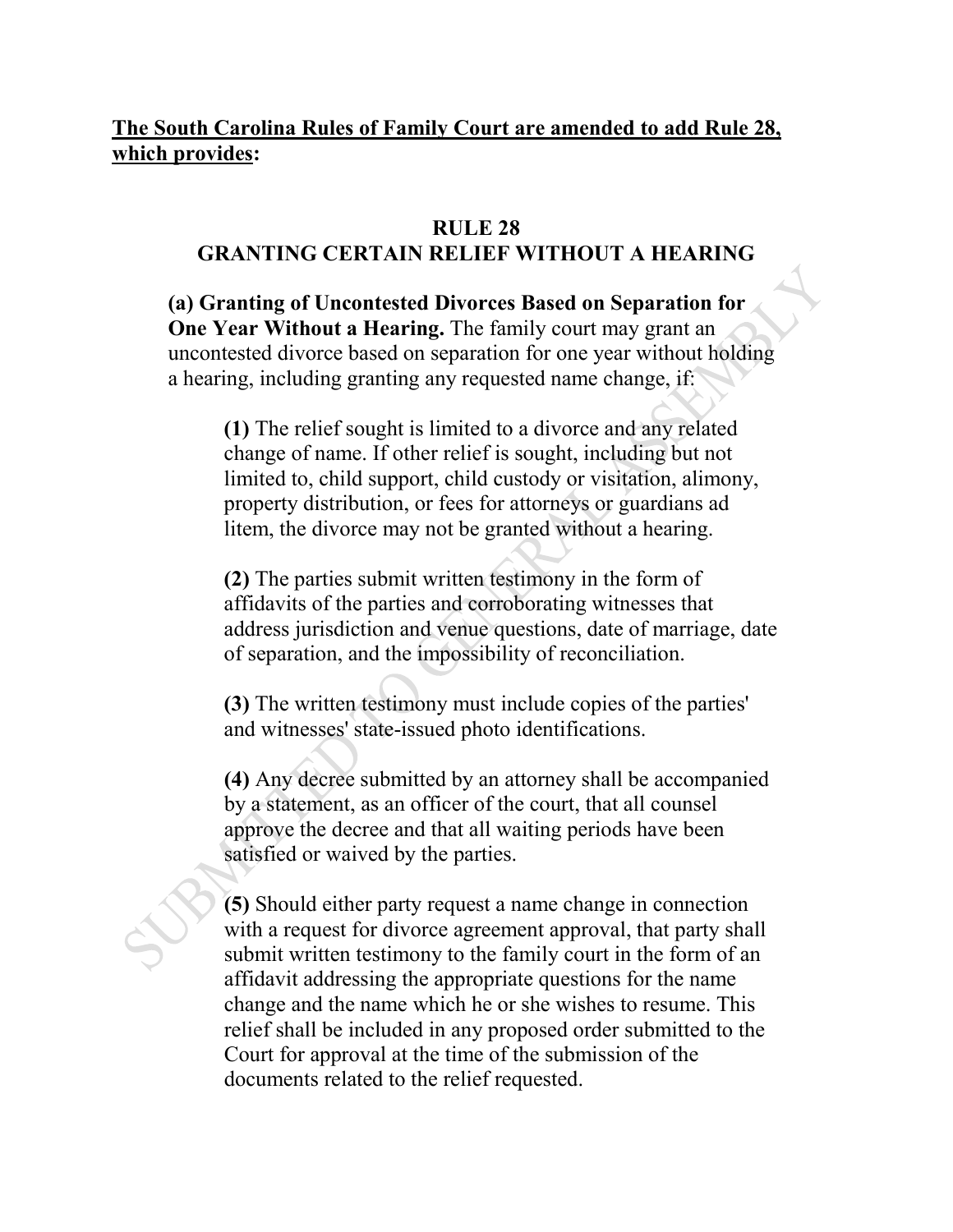**The South Carolina Rules of Family Court are amended to add Rule 28, which provides:**

## RULE 28
## GRANTING CERTAIN RELIEF WITHOUT A HEARING

**(a) Granting of Uncontested Divorces Based on Separation for One Year Without a Hearing.** The family court may grant an uncontested divorce based on separation for one year without holding a hearing, including granting any requested name change, if:

**(1)** The relief sought is limited to a divorce and any related change of name. If other relief is sought, including but not limited to, child support, child custody or visitation, alimony, property distribution, or fees for attorneys or guardians ad litem, the divorce may not be granted without a hearing.

**(2)** The parties submit written testimony in the form of affidavits of the parties and corroborating witnesses that address jurisdiction and venue questions, date of marriage, date of separation, and the impossibility of reconciliation.

**(3)** The written testimony must include copies of the parties' and witnesses' state-issued photo identifications.

**(4)** Any decree submitted by an attorney shall be accompanied by a statement, as an officer of the court, that all counsel approve the decree and that all waiting periods have been satisfied or waived by the parties.

**(5)** Should either party request a name change in connection with a request for divorce agreement approval, that party shall submit written testimony to the family court in the form of an affidavit addressing the appropriate questions for the name change and the name which he or she wishes to resume. This relief shall be included in any proposed order submitted to the Court for approval at the time of the submission of the documents related to the relief requested.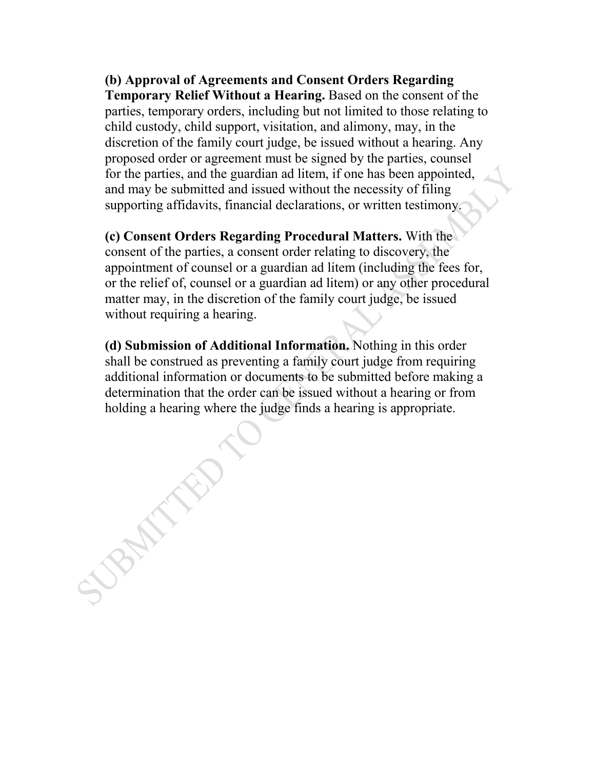**(b) Approval of Agreements and Consent Orders Regarding Temporary Relief Without a Hearing.** Based on the consent of the parties, temporary orders, including but not limited to those relating to child custody, child support, visitation, and alimony, may, in the discretion of the family court judge, be issued without a hearing. Any proposed order or agreement must be signed by the parties, counsel for the parties, and the guardian ad litem, if one has been appointed, and may be submitted and issued without the necessity of filing supporting affidavits, financial declarations, or written testimony.

**(c) Consent Orders Regarding Procedural Matters.** With the consent of the parties, a consent order relating to discovery, the appointment of counsel or a guardian ad litem (including the fees for, or the relief of, counsel or a guardian ad litem) or any other procedural matter may, in the discretion of the family court judge, be issued without requiring a hearing.

**(d) Submission of Additional Information.** Nothing in this order shall be construed as preventing a family court judge from requiring additional information or documents to be submitted before making a determination that the order can be issued without a hearing or from holding a hearing where the judge finds a hearing is appropriate.